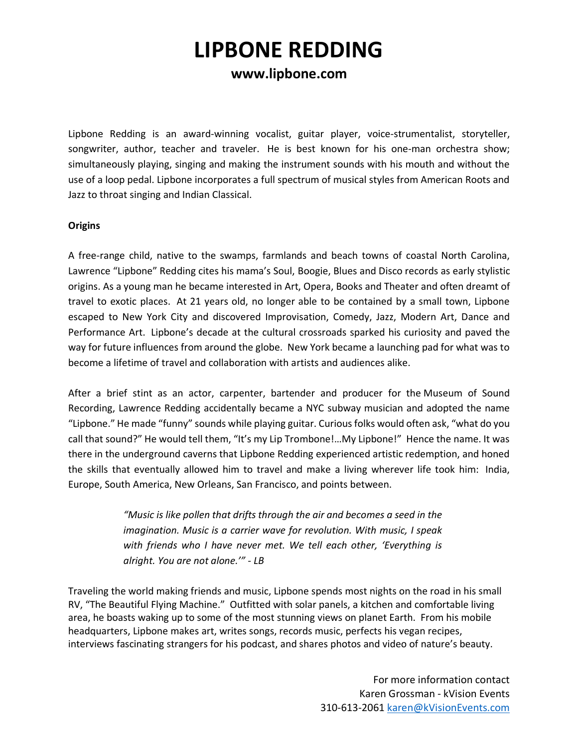# LIPBONE REDDING

## www.lipbone.com

Lipbone Redding is an award-winning vocalist, guitar player, voice-strumentalist, storyteller, songwriter, author, teacher and traveler. He is best known for his one-man orchestra show; simultaneously playing, singing and making the instrument sounds with his mouth and without the use of a loop pedal. Lipbone incorporates a full spectrum of musical styles from American Roots and Jazz to throat singing and Indian Classical.

**Origins**

A free-range child, native to the swamps, farmlands and beach towns of coastal North Carolina, Lawrence "Lipbone" Redding cites his mama's Soul, Boogie, Blues and Disco records as early stylistic origins. As a young man he became interested in Art, Opera, Books and Theater and often dreamt of travel to exotic places. At 21 years old, no longer able to be contained by a small town, Lipbone escaped to New York City and discovered Improvisation, Comedy, Jazz, Modern Art, Dance and Performance Art. Lipbone's decade at the cultural crossroads sparked his curiosity and paved the way for future influences from around the globe. New York became a launching pad for what was to become a lifetime of travel and collaboration with artists and audiences alike.

After a brief stint as an actor, carpenter, bartender and producer for the Museum of Sound Recording, Lawrence Redding accidentally became a NYC subway musician and adopted the name "Lipbone." He made "funny" sounds while playing guitar. Curious folks would often ask, "what do you call that sound?" He would tell them, "It's my Lip Trombone!…My Lipbone!" Hence the name. It was there in the underground caverns that Lipbone Redding experienced artistic redemption, and honed the skills that eventually allowed him to travel and make a living wherever life took him: India, Europe, South America, New Orleans, San Francisco, and points between.

> *"Music is like pollen that drifts through the air and becomes a seed in the imagination. Music is a carrier wave for revolution. With music, I speak with friends who I have never met. We tell each other, 'Everything is alright. You are not alone.'" - LB*

Traveling the world making friends and music, Lipbone spends most nights on the road in his small RV, "The Beautiful Flying Machine." Outfitted with solar panels, a kitchen and comfortable living area, he boasts waking up to some of the most stunning views on planet Earth. From his mobile headquarters, Lipbone makes art, writes songs, records music, perfects his vegan recipes, interviews fascinating strangers for his podcast, and shares photos and video of nature's beauty.

For more information contact
Karen Grossman - kVision Events
310-613-2061 karen@kVisionEvents.com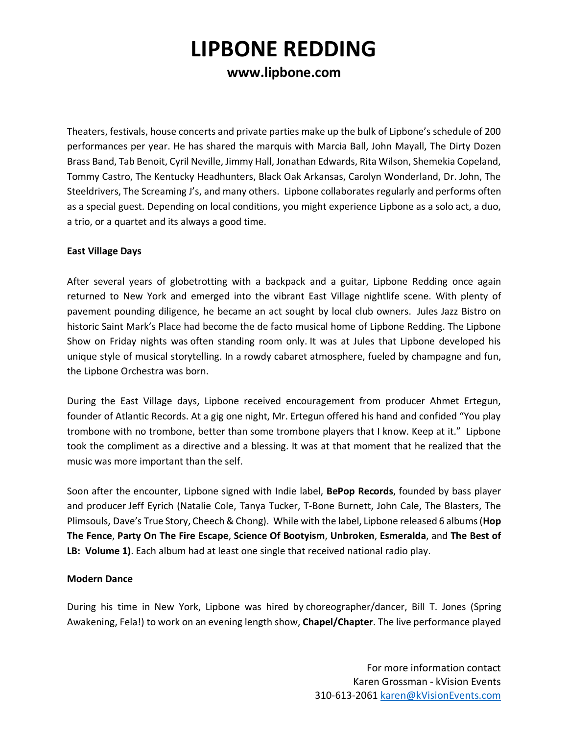# LIPBONE REDDING

## www.lipbone.com

Theaters, festivals, house concerts and private parties make up the bulk of Lipbone's schedule of 200 performances per year. He has shared the marquis with Marcia Ball, John Mayall, The Dirty Dozen Brass Band, Tab Benoit, Cyril Neville, Jimmy Hall, Jonathan Edwards, Rita Wilson, Shemekia Copeland, Tommy Castro, The Kentucky Headhunters, Black Oak Arkansas, Carolyn Wonderland, Dr. John, The Steeldrivers, The Screaming J's, and many others. Lipbone collaborates regularly and performs often as a special guest. Depending on local conditions, you might experience Lipbone as a solo act, a duo, a trio, or a quartet and its always a good time.

**East Village Days**

After several years of globetrotting with a backpack and a guitar, Lipbone Redding once again returned to New York and emerged into the vibrant East Village nightlife scene. With plenty of pavement pounding diligence, he became an act sought by local club owners. Jules Jazz Bistro on historic Saint Mark's Place had become the de facto musical home of Lipbone Redding. The Lipbone Show on Friday nights was often standing room only. It was at Jules that Lipbone developed his unique style of musical storytelling. In a rowdy cabaret atmosphere, fueled by champagne and fun, the Lipbone Orchestra was born.

During the East Village days, Lipbone received encouragement from producer Ahmet Ertegun, founder of Atlantic Records. At a gig one night, Mr. Ertegun offered his hand and confided "You play trombone with no trombone, better than some trombone players that I know. Keep at it." Lipbone took the compliment as a directive and a blessing. It was at that moment that he realized that the music was more important than the self.

Soon after the encounter, Lipbone signed with Indie label, **BePop Records**, founded by bass player and producer Jeff Eyrich (Natalie Cole, Tanya Tucker, T-Bone Burnett, John Cale, The Blasters, The Plimsouls, Dave's True Story, Cheech & Chong). While with the label, Lipbone released 6 albums (**Hop The Fence**, **Party On The Fire Escape**, **Science Of Bootyism**, **Unbroken**, **Esmeralda**, and **The Best of LB: Volume 1)**. Each album had at least one single that received national radio play.

**Modern Dance**

During his time in New York, Lipbone was hired by choreographer/dancer, Bill T. Jones (Spring Awakening, Fela!) to work on an evening length show, **Chapel/Chapter**. The live performance played

For more information contact
Karen Grossman - kVision Events
310-613-2061 karen@kVisionEvents.com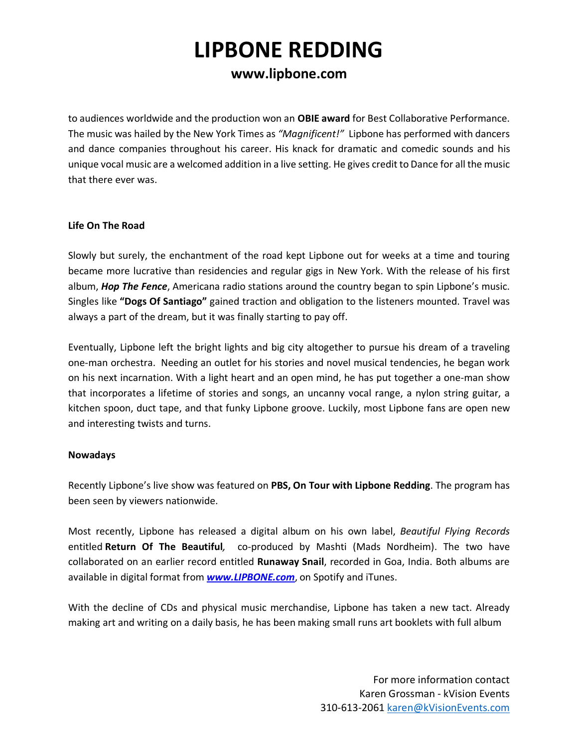to audiences worldwide and the production won an **OBIE award** for Best Collaborative Performance. The music was hailed by the New York Times as *"Magnificent!"* Lipbone has performed with dancers and dance companies throughout his career. His knack for dramatic and comedic sounds and his unique vocal music are a welcomed addition in a live setting. He gives credit to Dance for all the music that there ever was.

**Life On The Road**

Slowly but surely, the enchantment of the road kept Lipbone out for weeks at a time and touring became more lucrative than residencies and regular gigs in New York. With the release of his first album, ***Hop The Fence***, Americana radio stations around the country began to spin Lipbone's music. Singles like **"Dogs Of Santiago"** gained traction and obligation to the listeners mounted. Travel was always a part of the dream, but it was finally starting to pay off.

Eventually, Lipbone left the bright lights and big city altogether to pursue his dream of a traveling one-man orchestra. Needing an outlet for his stories and novel musical tendencies, he began work on his next incarnation. With a light heart and an open mind, he has put together a one-man show that incorporates a lifetime of stories and songs, an uncanny vocal range, a nylon string guitar, a kitchen spoon, duct tape, and that funky Lipbone groove. Luckily, most Lipbone fans are open new and interesting twists and turns.

**Nowadays**

Recently Lipbone's live show was featured on **PBS, On Tour with Lipbone Redding**. The program has been seen by viewers nationwide.

Most recently, Lipbone has released a digital album on his own label, *Beautiful Flying Records* entitled **Return Of The Beautiful***,* co-produced by Mashti (Mads Nordheim). The two have collaborated on an earlier record entitled **Runaway Snail**, recorded in Goa, India. Both albums are available in digital format from ***www.LIPBONE.com***, on Spotify and iTunes.

With the decline of CDs and physical music merchandise, Lipbone has taken a new tact. Already making art and writing on a daily basis, he has been making small runs art booklets with full album

For more information contact
Karen Grossman - kVision Events
310-613-2061 karen@kVisionEvents.com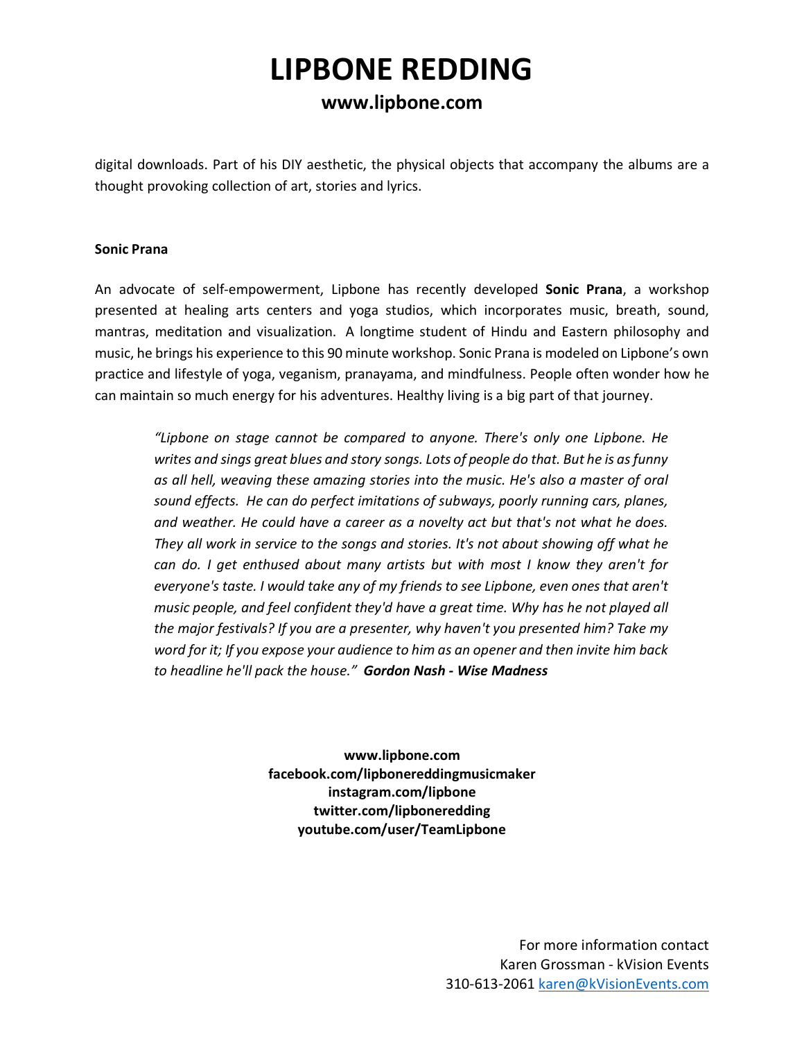digital downloads. Part of his DIY aesthetic, the physical objects that accompany the albums are a thought provoking collection of art, stories and lyrics.

**Sonic Prana**

An advocate of self-empowerment, Lipbone has recently developed **Sonic Prana**, a workshop presented at healing arts centers and yoga studios, which incorporates music, breath, sound, mantras, meditation and visualization. A longtime student of Hindu and Eastern philosophy and music, he brings his experience to this 90 minute workshop. Sonic Prana is modeled on Lipbone's own practice and lifestyle of yoga, veganism, pranayama, and mindfulness. People often wonder how he can maintain so much energy for his adventures. Healthy living is a big part of that journey.

> *"Lipbone on stage cannot be compared to anyone. There's only one Lipbone. He writes and sings great blues and story songs. Lots of people do that. But he is as funny as all hell, weaving these amazing stories into the music. He's also a master of oral sound effects. He can do perfect imitations of subways, poorly running cars, planes, and weather. He could have a career as a novelty act but that's not what he does. They all work in service to the songs and stories. It's not about showing off what he can do. I get enthused about many artists but with most I know they aren't for everyone's taste. I would take any of my friends to see Lipbone, even ones that aren't music people, and feel confident they'd have a great time. Why has he not played all the major festivals? If you are a presenter, why haven't you presented him? Take my word for it; If you expose your audience to him as an opener and then invite him back to headline he'll pack the house."* ***Gordon Nash - Wise Madness***

**www.lipbone.com**
**facebook.com/lipbonereddingmusicmaker**
**instagram.com/lipbone**
**twitter.com/lipboneredding**
**youtube.com/user/TeamLipbone**

For more information contact
Karen Grossman - kVision Events
310-613-2061 karen@kVisionEvents.com